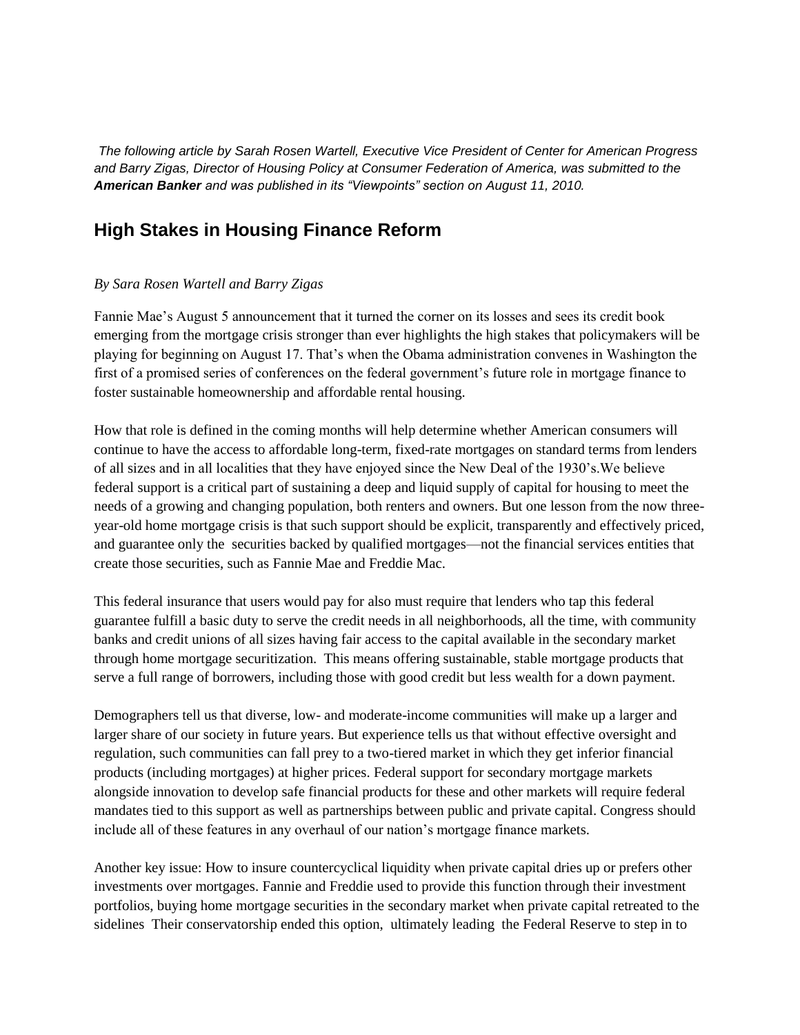*The following article by Sarah Rosen Wartell, Executive Vice President of Center for American Progress and Barry Zigas, Director of Housing Policy at Consumer Federation of America, was submitted to the **American Banker** and was published in its "Viewpoints" section on August 11, 2010.*

## High Stakes in Housing Finance Reform

*By Sara Rosen Wartell and Barry Zigas*

Fannie Mae's August 5 announcement that it turned the corner on its losses and sees its credit book emerging from the mortgage crisis stronger than ever highlights the high stakes that policymakers will be playing for beginning on August 17. That's when the Obama administration convenes in Washington the first of a promised series of conferences on the federal government's future role in mortgage finance to foster sustainable homeownership and affordable rental housing.

How that role is defined in the coming months will help determine whether American consumers will continue to have the access to affordable long-term, fixed-rate mortgages on standard terms from lenders of all sizes and in all localities that they have enjoyed since the New Deal of the 1930's.We believe federal support is a critical part of sustaining a deep and liquid supply of capital for housing to meet the needs of a growing and changing population, both renters and owners. But one lesson from the now three-year-old home mortgage crisis is that such support should be explicit, transparently and effectively priced, and guarantee only the securities backed by qualified mortgages—not the financial services entities that create those securities, such as Fannie Mae and Freddie Mac.

This federal insurance that users would pay for also must require that lenders who tap this federal guarantee fulfill a basic duty to serve the credit needs in all neighborhoods, all the time, with community banks and credit unions of all sizes having fair access to the capital available in the secondary market through home mortgage securitization. This means offering sustainable, stable mortgage products that serve a full range of borrowers, including those with good credit but less wealth for a down payment.

Demographers tell us that diverse, low- and moderate-income communities will make up a larger and larger share of our society in future years. But experience tells us that without effective oversight and regulation, such communities can fall prey to a two-tiered market in which they get inferior financial products (including mortgages) at higher prices. Federal support for secondary mortgage markets alongside innovation to develop safe financial products for these and other markets will require federal mandates tied to this support as well as partnerships between public and private capital. Congress should include all of these features in any overhaul of our nation's mortgage finance markets.

Another key issue: How to insure countercyclical liquidity when private capital dries up or prefers other investments over mortgages. Fannie and Freddie used to provide this function through their investment portfolios, buying home mortgage securities in the secondary market when private capital retreated to the sidelines Their conservatorship ended this option, ultimately leading the Federal Reserve to step in to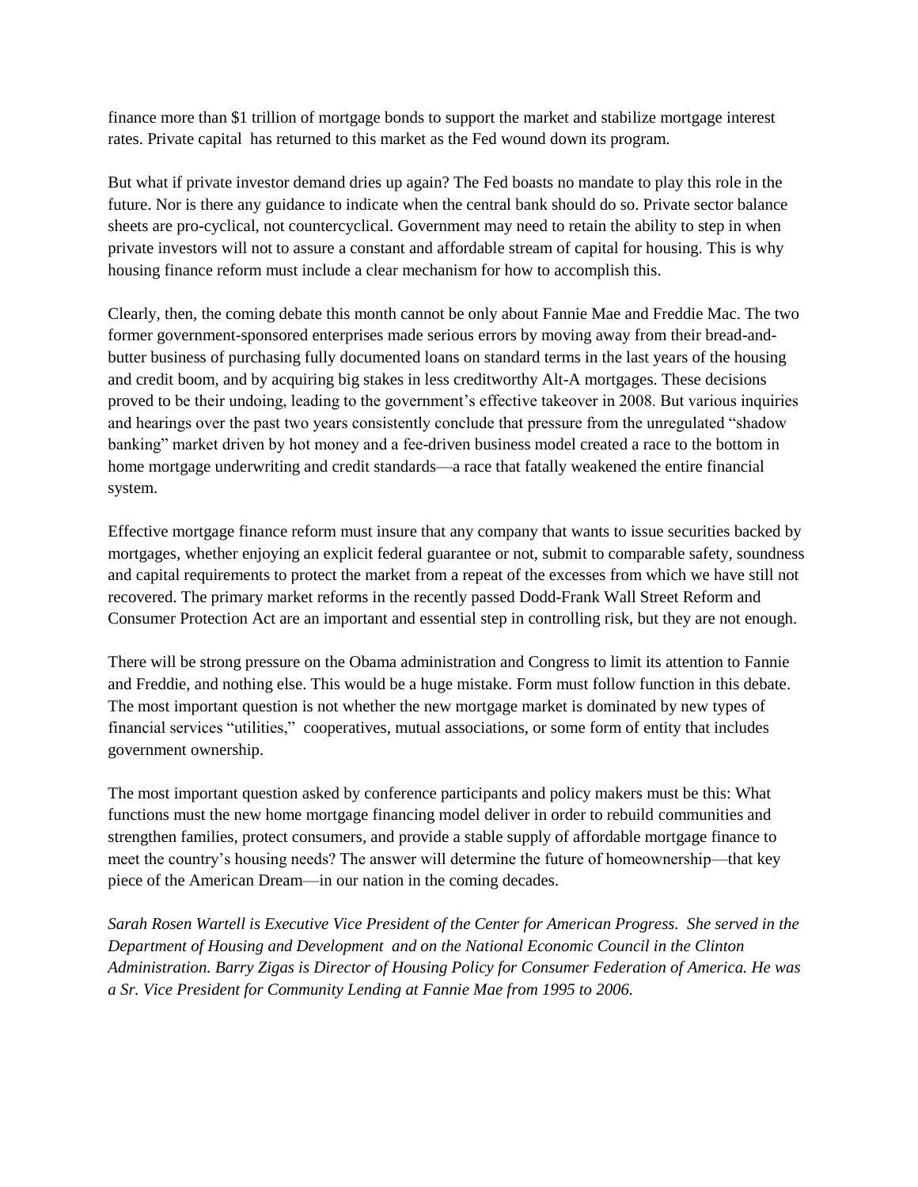finance more than $1 trillion of mortgage bonds to support the market and stabilize mortgage interest rates. Private capital has returned to this market as the Fed wound down its program.

But what if private investor demand dries up again? The Fed boasts no mandate to play this role in the future. Nor is there any guidance to indicate when the central bank should do so. Private sector balance sheets are pro-cyclical, not countercyclical. Government may need to retain the ability to step in when private investors will not to assure a constant and affordable stream of capital for housing. This is why housing finance reform must include a clear mechanism for how to accomplish this.

Clearly, then, the coming debate this month cannot be only about Fannie Mae and Freddie Mac. The two former government-sponsored enterprises made serious errors by moving away from their bread-and-butter business of purchasing fully documented loans on standard terms in the last years of the housing and credit boom, and by acquiring big stakes in less creditworthy Alt-A mortgages. These decisions proved to be their undoing, leading to the government's effective takeover in 2008. But various inquiries and hearings over the past two years consistently conclude that pressure from the unregulated "shadow banking" market driven by hot money and a fee-driven business model created a race to the bottom in home mortgage underwriting and credit standards—a race that fatally weakened the entire financial system.

Effective mortgage finance reform must insure that any company that wants to issue securities backed by mortgages, whether enjoying an explicit federal guarantee or not, submit to comparable safety, soundness and capital requirements to protect the market from a repeat of the excesses from which we have still not recovered. The primary market reforms in the recently passed Dodd-Frank Wall Street Reform and Consumer Protection Act are an important and essential step in controlling risk, but they are not enough.

There will be strong pressure on the Obama administration and Congress to limit its attention to Fannie and Freddie, and nothing else. This would be a huge mistake. Form must follow function in this debate. The most important question is not whether the new mortgage market is dominated by new types of financial services "utilities," cooperatives, mutual associations, or some form of entity that includes government ownership.

The most important question asked by conference participants and policy makers must be this: What functions must the new home mortgage financing model deliver in order to rebuild communities and strengthen families, protect consumers, and provide a stable supply of affordable mortgage finance to meet the country's housing needs? The answer will determine the future of homeownership—that key piece of the American Dream—in our nation in the coming decades.

*Sarah Rosen Wartell is Executive Vice President of the Center for American Progress. She served in the Department of Housing and Development and on the National Economic Council in the Clinton Administration. Barry Zigas is Director of Housing Policy for Consumer Federation of America. He was a Sr. Vice President for Community Lending at Fannie Mae from 1995 to 2006.*